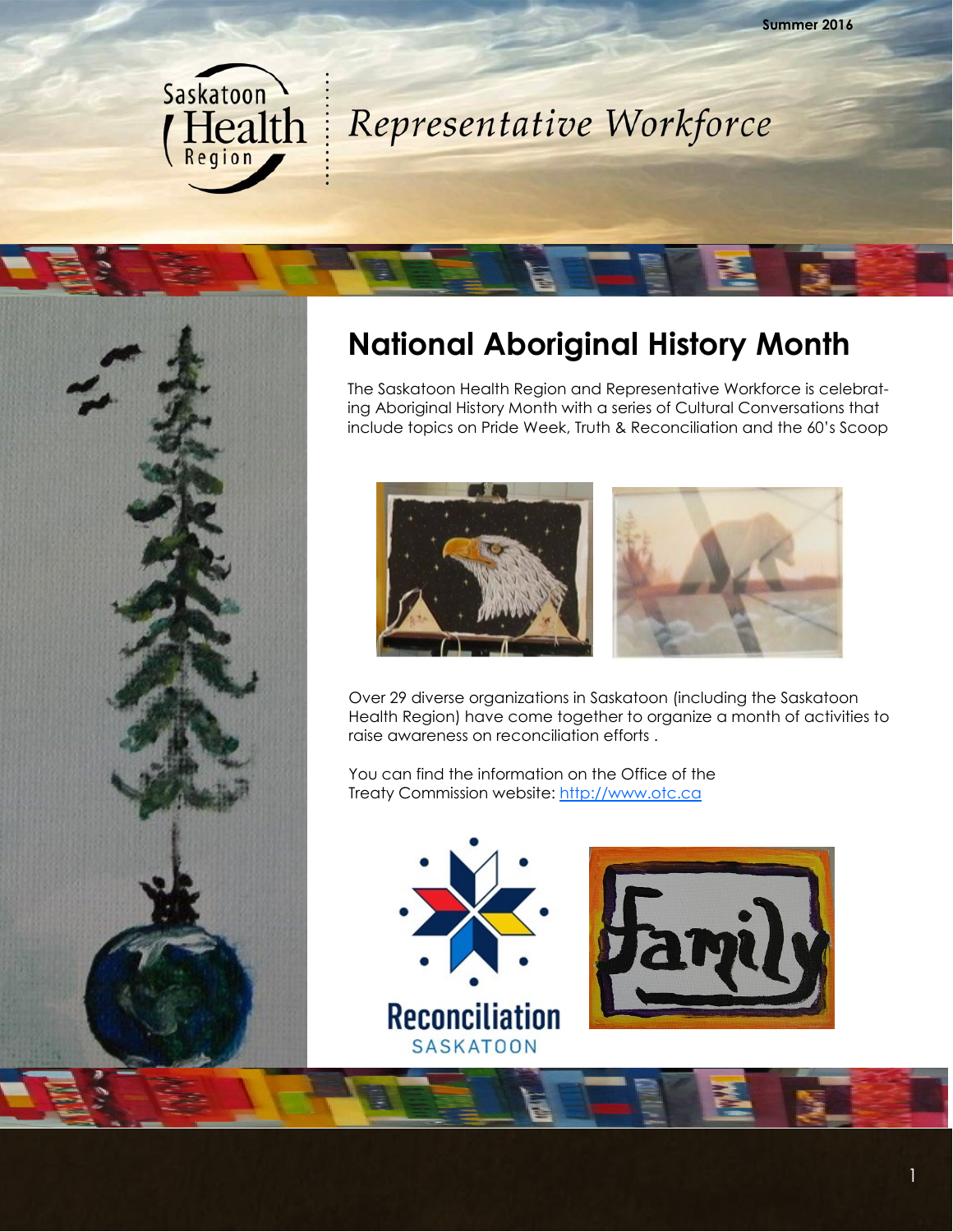Summer 2016

Saskatoon Health Region

*Representative Workforce*

# National Aboriginal History Month

The Saskatoon Health Region and Representative Workforce is celebrating Aboriginal History Month with a series of Cultural Conversations that include topics on Pride Week, Truth & Reconciliation and the 60's Scoop

Over 29 diverse organizations in Saskatoon (including the Saskatoon Health Region) have come together to organize a month of activities to raise awareness on reconciliation efforts .

You can find the information on the Office of the Treaty Commission website: [http://www.otc.ca](http://www.otc.ca)

Reconciliation SASKATOON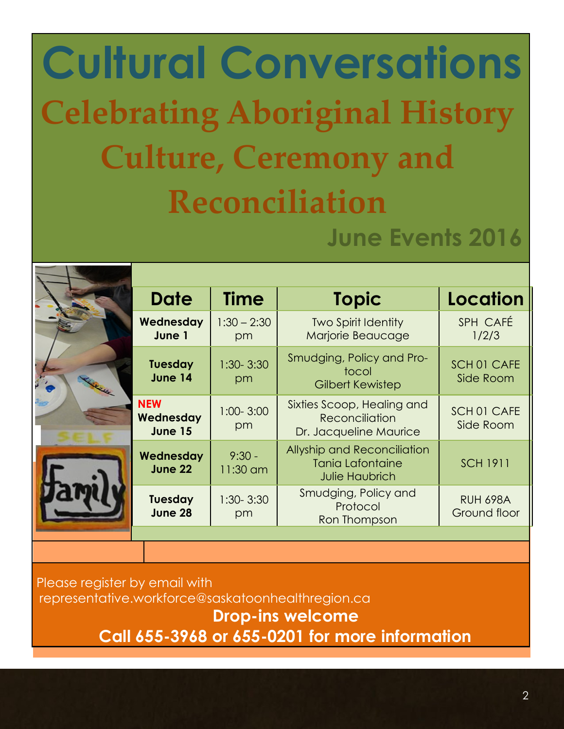# Cultural Conversations

## Celebrating Aboriginal History Culture, Ceremony and Reconciliation

### June Events 2016

| Date | Time | Topic | Location |
|---|---|---|---|
| **Wednesday June 1** | 1:30 – 2:30 pm | Two Spirit Identity Marjorie Beaucage | SPH CAFÉ 1/2/3 |
| **Tuesday June 14** | 1:30- 3:30 pm | Smudging, Policy and Protocol Gilbert Kewistep | SCH 01 CAFE Side Room |
| **NEW Wednesday June 15** | 1:00- 3:00 pm | Sixties Scoop, Healing and Reconciliation Dr. Jacqueline Maurice | SCH 01 CAFE Side Room |
| **Wednesday June 22** | 9:30 - 11:30 am | Allyship and Reconciliation Tania Lafontaine Julie Haubrich | SCH 1911 |
| **Tuesday June 28** | 1:30- 3:30 pm | Smudging, Policy and Protocol Ron Thompson | RUH 698A Ground floor |

Please register by email with representative.workforce@saskatoonhealthregion.ca

**Drop-ins welcome**

**Call 655-3968 or 655-0201 for more information**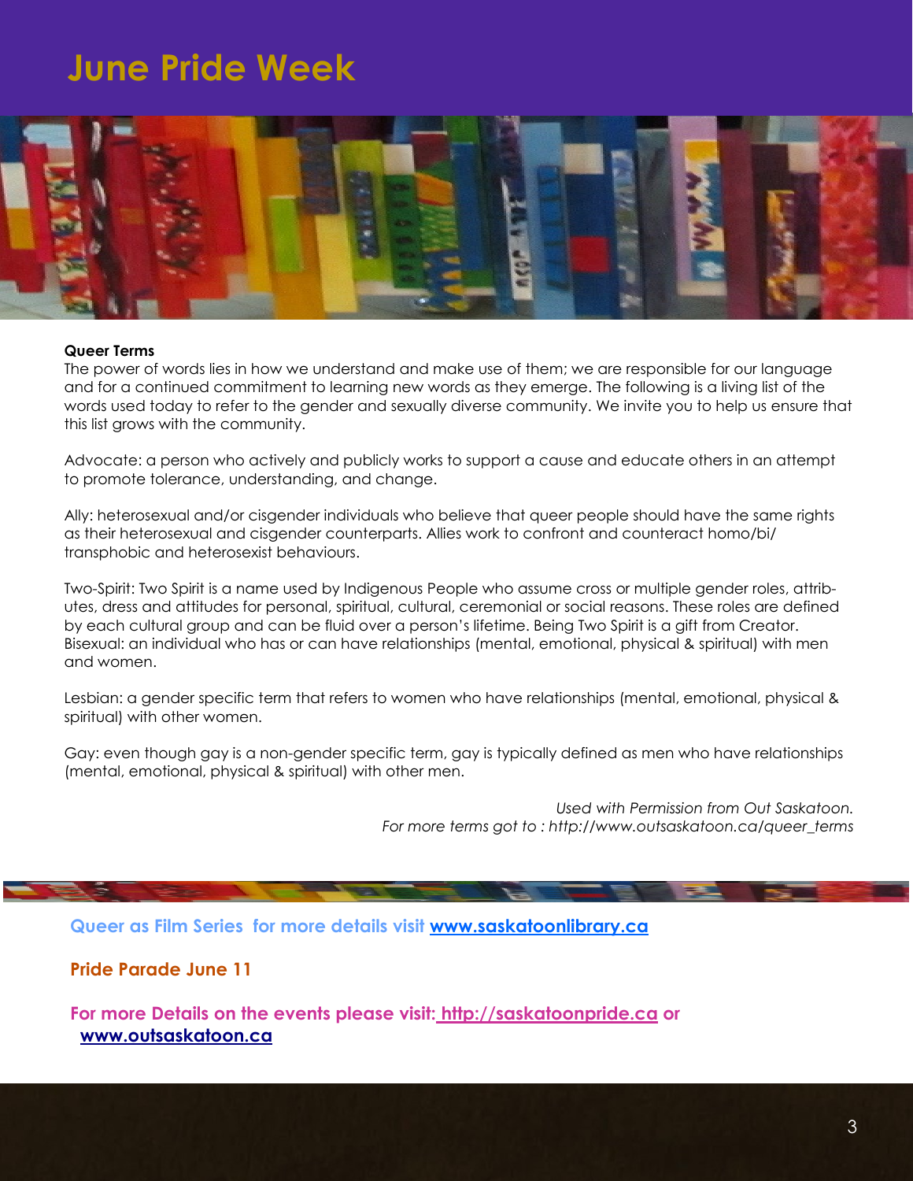# June Pride Week

**Queer Terms**

The power of words lies in how we understand and make use of them; we are responsible for our language and for a continued commitment to learning new words as they emerge. The following is a living list of the words used today to refer to the gender and sexually diverse community. We invite you to help us ensure that this list grows with the community.

Advocate: a person who actively and publicly works to support a cause and educate others in an attempt to promote tolerance, understanding, and change.

Ally: heterosexual and/or cisgender individuals who believe that queer people should have the same rights as their heterosexual and cisgender counterparts. Allies work to confront and counteract homo/bi/transphobic and heterosexist behaviours.

Two-Spirit: Two Spirit is a name used by Indigenous People who assume cross or multiple gender roles, attributes, dress and attitudes for personal, spiritual, cultural, ceremonial or social reasons. These roles are defined by each cultural group and can be fluid over a person's lifetime. Being Two Spirit is a gift from Creator.
Bisexual: an individual who has or can have relationships (mental, emotional, physical & spiritual) with men and women.

Lesbian: a gender specific term that refers to women who have relationships (mental, emotional, physical & spiritual) with other women.

Gay: even though gay is a non-gender specific term, gay is typically defined as men who have relationships (mental, emotional, physical & spiritual) with other men.

*Used with Permission from Out Saskatoon.*
*For more terms got to : http://www.outsaskatoon.ca/queer_terms*

**Queer as Film Series for more details visit [www.saskatoonlibrary.ca](www.saskatoonlibrary.ca)**

**Pride Parade June 11**

**For more Details on the events please visit: [http://saskatoonpride.ca](http://saskatoonpride.ca) or [www.outsaskatoon.ca](www.outsaskatoon.ca)**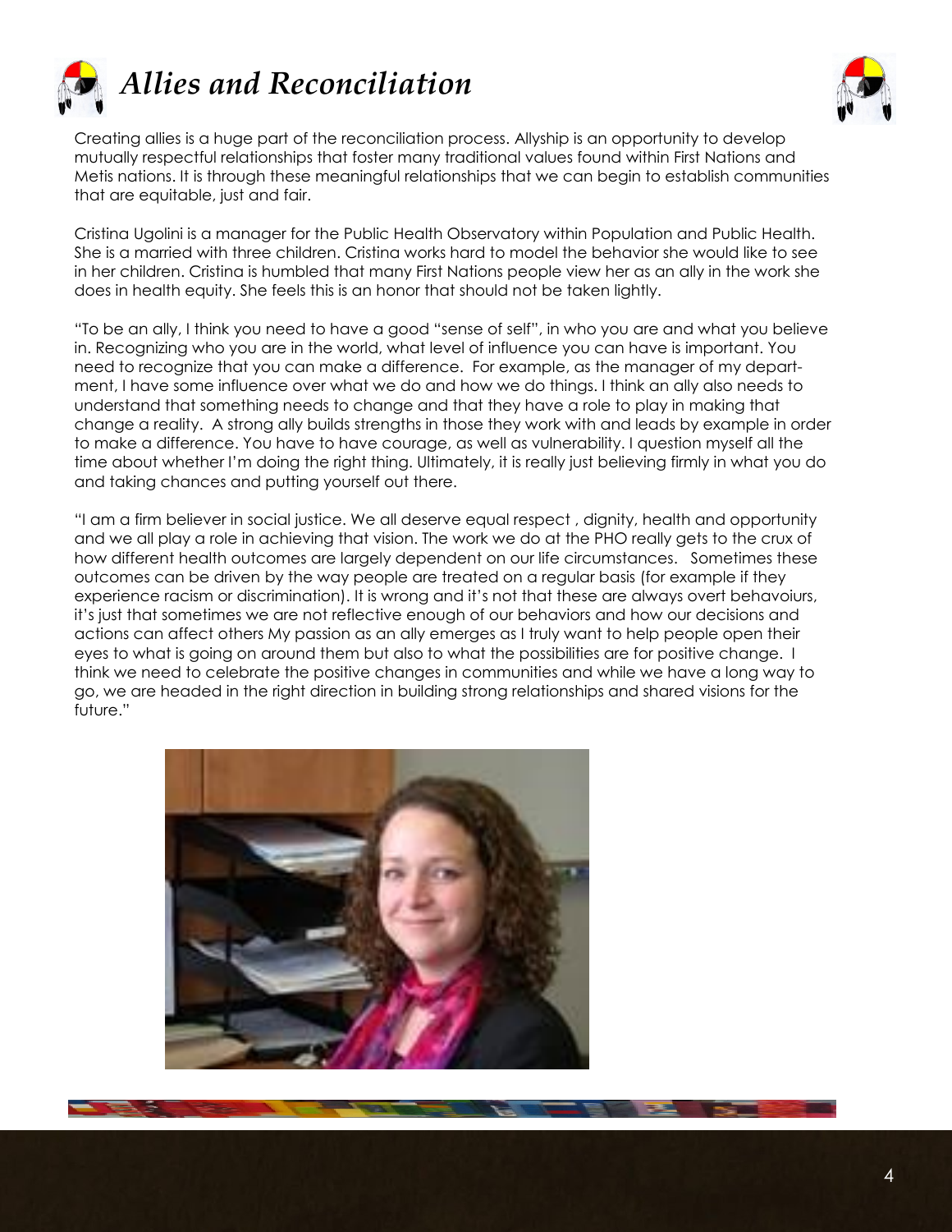# *Allies and Reconciliation*

Creating allies is a huge part of the reconciliation process. Allyship is an opportunity to develop mutually respectful relationships that foster many traditional values found within First Nations and Metis nations. It is through these meaningful relationships that we can begin to establish communities that are equitable, just and fair.

Cristina Ugolini is a manager for the Public Health Observatory within Population and Public Health. She is a married with three children. Cristina works hard to model the behavior she would like to see in her children. Cristina is humbled that many First Nations people view her as an ally in the work she does in health equity. She feels this is an honor that should not be taken lightly.

"To be an ally, I think you need to have a good "sense of self", in who you are and what you believe in. Recognizing who you are in the world, what level of influence you can have is important. You need to recognize that you can make a difference. For example, as the manager of my department, I have some influence over what we do and how we do things. I think an ally also needs to understand that something needs to change and that they have a role to play in making that change a reality. A strong ally builds strengths in those they work with and leads by example in order to make a difference. You have to have courage, as well as vulnerability. I question myself all the time about whether I'm doing the right thing. Ultimately, it is really just believing firmly in what you do and taking chances and putting yourself out there.

"I am a firm believer in social justice. We all deserve equal respect , dignity, health and opportunity and we all play a role in achieving that vision. The work we do at the PHO really gets to the crux of how different health outcomes are largely dependent on our life circumstances. Sometimes these outcomes can be driven by the way people are treated on a regular basis (for example if they experience racism or discrimination). It is wrong and it's not that these are always overt behavoiurs, it's just that sometimes we are not reflective enough of our behaviors and how our decisions and actions can affect others My passion as an ally emerges as I truly want to help people open their eyes to what is going on around them but also to what the possibilities are for positive change. I think we need to celebrate the positive changes in communities and while we have a long way to go, we are headed in the right direction in building strong relationships and shared visions for the future."